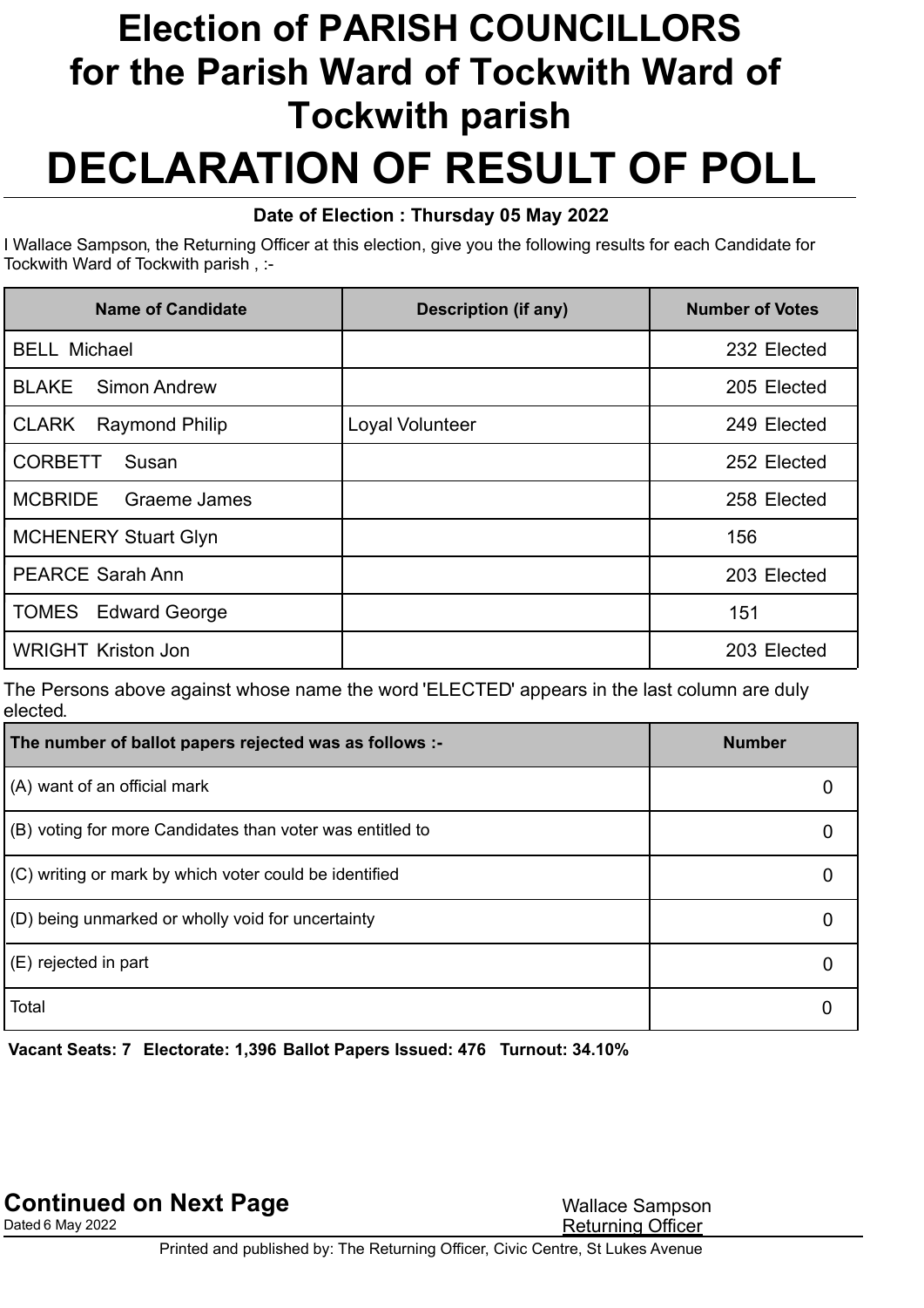# Election of PARISH COUNCILLORS for the Parish Ward of Tockwith Ward of Tockwith parish

# DECLARATION OF RESULT OF POLL

**Date of Election : Thursday 05 May 2022**

I Wallace Sampson, the Returning Officer at this election, give you the following results for each Candidate for Tockwith Ward of Tockwith parish , :-

| Name of Candidate | Description (if any) | Number of Votes |
|---|---|---|
| BELL Michael | | 232 Elected |
| BLAKE Simon Andrew | | 205 Elected |
| CLARK Raymond Philip | Loyal Volunteer | 249 Elected |
| CORBETT Susan | | 252 Elected |
| MCBRIDE Graeme James | | 258 Elected |
| MCHENERY Stuart Glyn | | 156 |
| PEARCE Sarah Ann | | 203 Elected |
| TOMES Edward George | | 151 |
| WRIGHT Kriston Jon | | 203 Elected |

The Persons above against whose name the word 'ELECTED' appears in the last column are duly elected.

| The number of ballot papers rejected was as follows :- | Number |
|---|---|
| (A) want of an official mark | 0 |
| (B) voting for more Candidates than voter was entitled to | 0 |
| (C) writing or mark by which voter could be identified | 0 |
| (D) being unmarked or wholly void for uncertainty | 0 |
| (E) rejected in part | 0 |
| Total | 0 |

**Vacant Seats: 7 Electorate: 1,396 Ballot Papers Issued: 476 Turnout: 34.10%**

**Continued on Next Page**

Dated 6 May 2022

Wallace Sampson
Returning Officer

Printed and published by: The Returning Officer, Civic Centre, St Lukes Avenue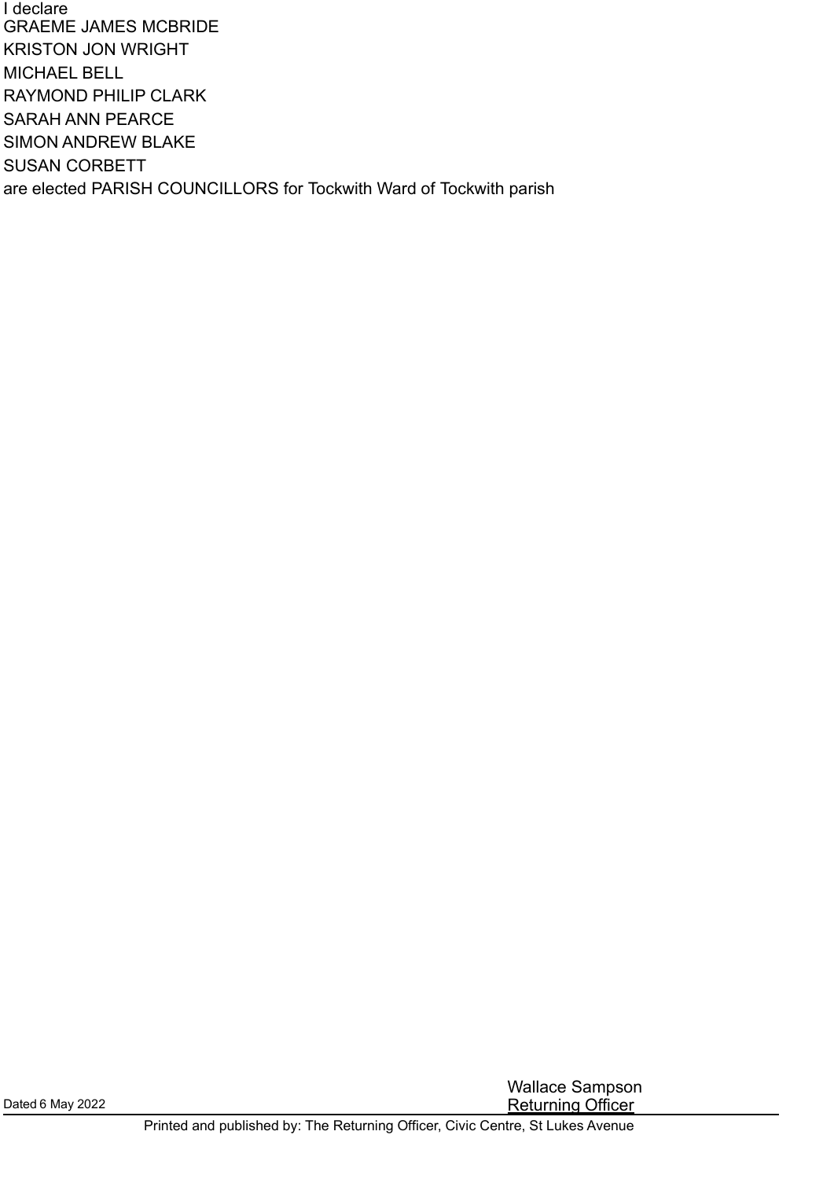I declare

GRAEME JAMES MCBRIDE

KRISTON JON WRIGHT

MICHAEL BELL

RAYMOND PHILIP CLARK

SARAH ANN PEARCE

SIMON ANDREW BLAKE

SUSAN CORBETT

are elected PARISH COUNCILLORS for Tockwith Ward of Tockwith parish

Dated 6 May 2022

Wallace Sampson
Returning Officer

Printed and published by: The Returning Officer, Civic Centre, St Lukes Avenue